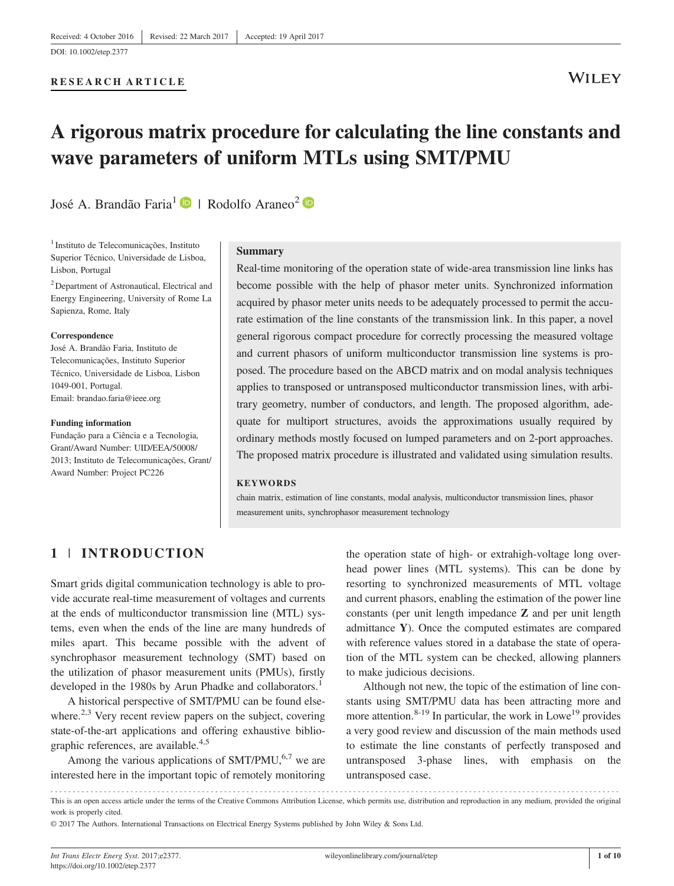Received: 4 October 2016 | Revised: 22 March 2017 | Accepted: 19 April 2017

DOI: 10.1002/etep.2377

**RESEARCH ARTICLE**

# A rigorous matrix procedure for calculating the line constants and wave parameters of uniform MTLs using SMT/PMU

José A. Brandão Faria[1] | Rodolfo Araneo[2]

[1] Instituto de Telecomunicações, Instituto Superior Técnico, Universidade de Lisboa, Lisbon, Portugal

[2] Department of Astronautical, Electrical and Energy Engineering, University of Rome La Sapienza, Rome, Italy

**Correspondence**
José A. Brandão Faria, Instituto de Telecomunicações, Instituto Superior Técnico, Universidade de Lisboa, Lisbon 1049-001, Portugal.
Email: brandao.faria@ieee.org

**Funding information**
Fundação para a Ciência e a Tecnologia, Grant/Award Number: UID/EEA/50008/2013; Instituto de Telecomunicações, Grant/Award Number: Project PC226

## Summary

Real-time monitoring of the operation state of wide-area transmission line links has become possible with the help of phasor meter units. Synchronized information acquired by phasor meter units needs to be adequately processed to permit the accurate estimation of the line constants of the transmission link. In this paper, a novel general rigorous compact procedure for correctly processing the measured voltage and current phasors of uniform multiconductor transmission line systems is proposed. The procedure based on the ABCD matrix and on modal analysis techniques applies to transposed or untransposed multiconductor transmission lines, with arbitrary geometry, number of conductors, and length. The proposed algorithm, adequate for multiport structures, avoids the approximations usually required by ordinary methods mostly focused on lumped parameters and on 2-port approaches. The proposed matrix procedure is illustrated and validated using simulation results.

**KEYWORDS**

chain matrix, estimation of line constants, modal analysis, multiconductor transmission lines, phasor measurement units, synchrophasor measurement technology

## 1 | INTRODUCTION

Smart grids digital communication technology is able to provide accurate real-time measurement of voltages and currents at the ends of multiconductor transmission line (MTL) systems, even when the ends of the line are many hundreds of miles apart. This became possible with the advent of synchrophasor measurement technology (SMT) based on the utilization of phasor measurement units (PMUs), firstly developed in the 1980s by Arun Phadke and collaborators.[1]

A historical perspective of SMT/PMU can be found elsewhere.[2,3] Very recent review papers on the subject, covering state-of-the-art applications and offering exhaustive bibliographic references, are available.[4,5]

Among the various applications of SMT/PMU,[6,7] we are interested here in the important topic of remotely monitoring the operation state of high- or extrahigh-voltage long overhead power lines (MTL systems). This can be done by resorting to synchronized measurements of MTL voltage and current phasors, enabling the estimation of the power line constants (per unit length impedance **Z** and per unit length admittance **Y**). Once the computed estimates are compared with reference values stored in a database the state of operation of the MTL system can be checked, allowing planners to make judicious decisions.

Although not new, the topic of the estimation of line constants using SMT/PMU data has been attracting more and more attention.[8-19] In particular, the work in Lowe[19] provides a very good review and discussion of the main methods used to estimate the line constants of perfectly transposed and untransposed 3-phase lines, with emphasis on the untransposed case.

This is an open access article under the terms of the Creative Commons Attribution License, which permits use, distribution and reproduction in any medium, provided the original work is properly cited.

© 2017 The Authors. International Transactions on Electrical Energy Systems published by John Wiley & Sons Ltd.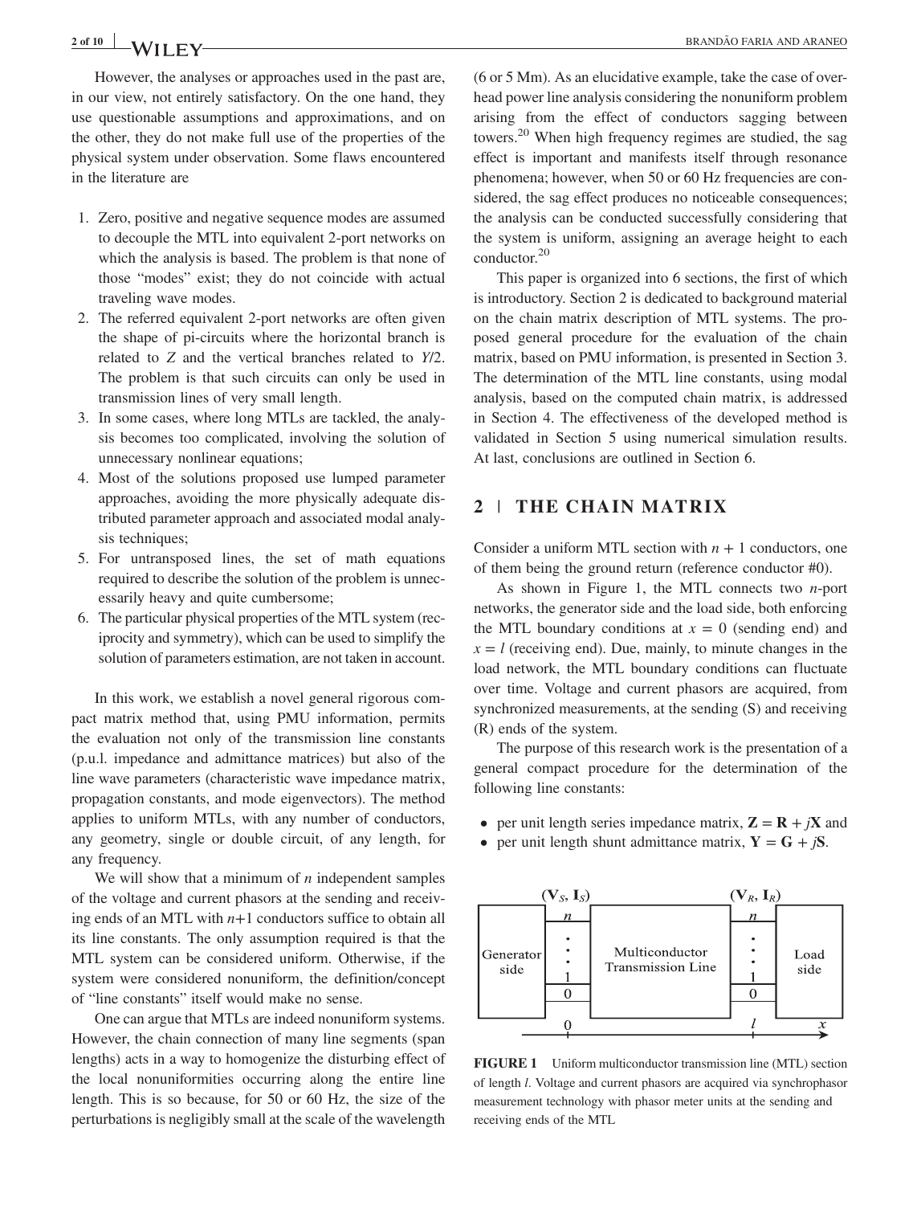However, the analyses or approaches used in the past are, in our view, not entirely satisfactory. On the one hand, they use questionable assumptions and approximations, and on the other, they do not make full use of the properties of the physical system under observation. Some flaws encountered in the literature are

1. Zero, positive and negative sequence modes are assumed to decouple the MTL into equivalent 2-port networks on which the analysis is based. The problem is that none of those "modes" exist; they do not coincide with actual traveling wave modes.
2. The referred equivalent 2-port networks are often given the shape of pi-circuits where the horizontal branch is related to $Z$ and the vertical branches related to $Y/2$. The problem is that such circuits can only be used in transmission lines of very small length.
3. In some cases, where long MTLs are tackled, the analysis becomes too complicated, involving the solution of unnecessary nonlinear equations;
4. Most of the solutions proposed use lumped parameter approaches, avoiding the more physically adequate distributed parameter approach and associated modal analysis techniques;
5. For untransposed lines, the set of math equations required to describe the solution of the problem is unnecessarily heavy and quite cumbersome;
6. The particular physical properties of the MTL system (reciprocity and symmetry), which can be used to simplify the solution of parameters estimation, are not taken in account.

In this work, we establish a novel general rigorous compact matrix method that, using PMU information, permits the evaluation not only of the transmission line constants (p.u.l. impedance and admittance matrices) but also of the line wave parameters (characteristic wave impedance matrix, propagation constants, and mode eigenvectors). The method applies to uniform MTLs, with any number of conductors, any geometry, single or double circuit, of any length, for any frequency.

We will show that a minimum of $n$ independent samples of the voltage and current phasors at the sending and receiving ends of an MTL with $n+1$ conductors suffice to obtain all its line constants. The only assumption required is that the MTL system can be considered uniform. Otherwise, if the system were considered nonuniform, the definition/concept of "line constants" itself would make no sense.

One can argue that MTLs are indeed nonuniform systems. However, the chain connection of many line segments (span lengths) acts in a way to homogenize the disturbing effect of the local nonuniformities occurring along the entire line length. This is so because, for 50 or 60 Hz, the size of the perturbations is negligibly small at the scale of the wavelength (6 or 5 Mm). As an elucidative example, take the case of overhead power line analysis considering the nonuniform problem arising from the effect of conductors sagging between towers.[20] When high frequency regimes are studied, the sag effect is important and manifests itself through resonance phenomena; however, when 50 or 60 Hz frequencies are considered, the sag effect produces no noticeable consequences; the analysis can be conducted successfully considering that the system is uniform, assigning an average height to each conductor.[20]

This paper is organized into 6 sections, the first of which is introductory. Section 2 is dedicated to background material on the chain matrix description of MTL systems. The proposed general procedure for the evaluation of the chain matrix, based on PMU information, is presented in Section 3. The determination of the MTL line constants, using modal analysis, based on the computed chain matrix, is addressed in Section 4. The effectiveness of the developed method is validated in Section 5 using numerical simulation results. At last, conclusions are outlined in Section 6.

## 2 | THE CHAIN MATRIX

Consider a uniform MTL section with $n + 1$ conductors, one of them being the ground return (reference conductor #0).

As shown in Figure 1, the MTL connects two $n$-port networks, the generator side and the load side, both enforcing the MTL boundary conditions at $x = 0$ (sending end) and $x = l$ (receiving end). Due, mainly, to minute changes in the load network, the MTL boundary conditions can fluctuate over time. Voltage and current phasors are acquired, from synchronized measurements, at the sending (S) and receiving (R) ends of the system.

The purpose of this research work is the presentation of a general compact procedure for the determination of the following line constants:

- per unit length series impedance matrix, $\mathbf{Z} = \mathbf{R} + j\mathbf{X}$ and
- per unit length shunt admittance matrix, $\mathbf{Y} = \mathbf{G} + j\mathbf{S}$.

**FIGURE 1** Uniform multiconductor transmission line (MTL) section of length $l$. Voltage and current phasors are acquired via synchrophasor measurement technology with phasor meter units at the sending and receiving ends of the MTL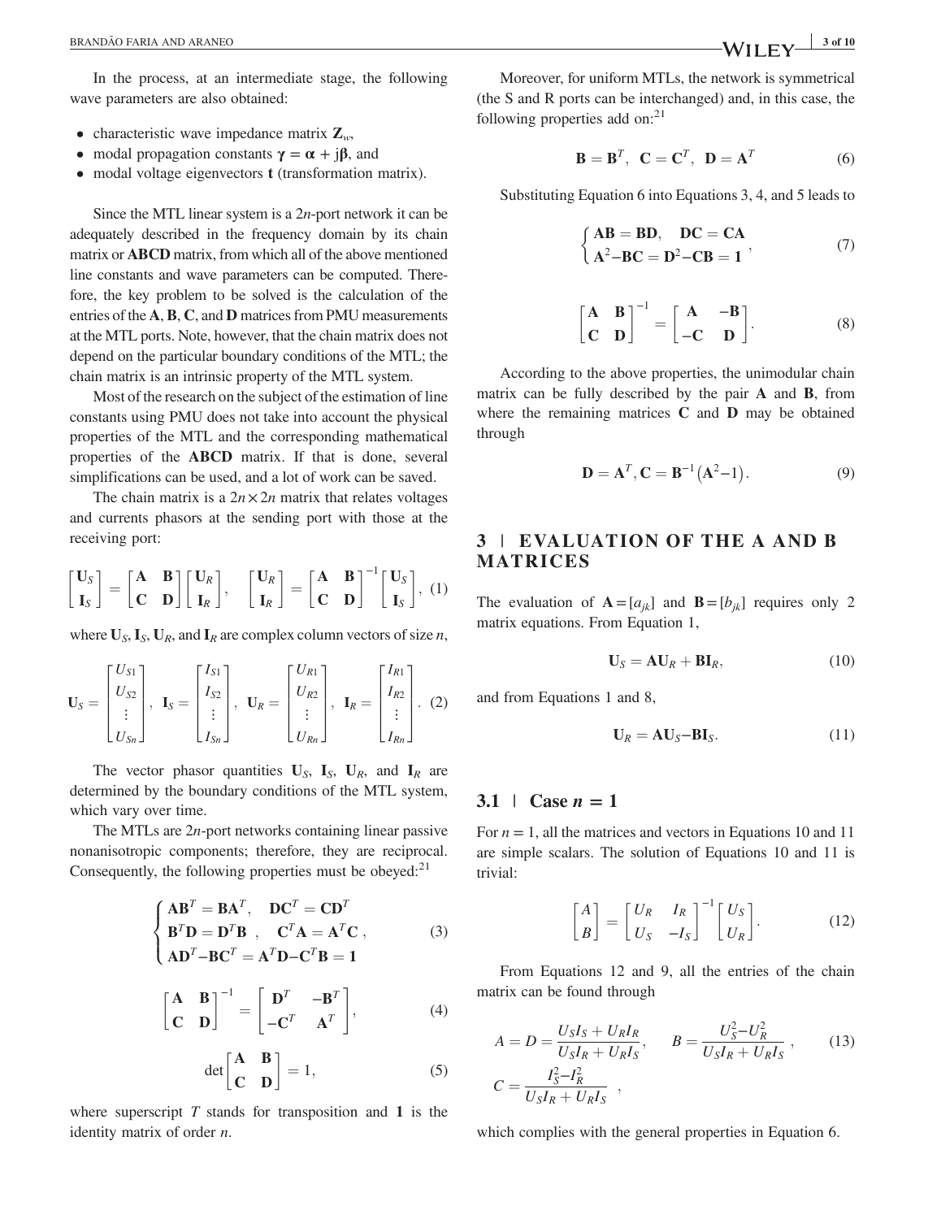In the process, at an intermediate stage, the following wave parameters are also obtained:

- characteristic wave impedance matrix $\mathbf{Z}_w$,
- modal propagation constants $\boldsymbol{\gamma} = \boldsymbol{\alpha} + \text{j}\boldsymbol{\beta}$, and
- modal voltage eigenvectors $\mathbf{t}$ (transformation matrix).

Since the MTL linear system is a $2n$-port network it can be adequately described in the frequency domain by its chain matrix or **ABCD** matrix, from which all of the above mentioned line constants and wave parameters can be computed. Therefore, the key problem to be solved is the calculation of the entries of the **A**, **B**, **C**, and **D** matrices from PMU measurements at the MTL ports. Note, however, that the chain matrix does not depend on the particular boundary conditions of the MTL; the chain matrix is an intrinsic property of the MTL system.

Most of the research on the subject of the estimation of line constants using PMU does not take into account the physical properties of the MTL and the corresponding mathematical properties of the **ABCD** matrix. If that is done, several simplifications can be used, and a lot of work can be saved.

The chain matrix is a $2n \times 2n$ matrix that relates voltages and currents phasors at the sending port with those at the receiving port:

$$\begin{bmatrix} \mathbf{U}_S \\ \mathbf{I}_S \end{bmatrix} = \begin{bmatrix} \mathbf{A} & \mathbf{B} \\ \mathbf{C} & \mathbf{D} \end{bmatrix} \begin{bmatrix} \mathbf{U}_R \\ \mathbf{I}_R \end{bmatrix}, \quad \begin{bmatrix} \mathbf{U}_R \\ \mathbf{I}_R \end{bmatrix} = \begin{bmatrix} \mathbf{A} & \mathbf{B} \\ \mathbf{C} & \mathbf{D} \end{bmatrix}^{-1} \begin{bmatrix} \mathbf{U}_S \\ \mathbf{I}_S \end{bmatrix}, \quad (1)$$

where $\mathbf{U}_S$, $\mathbf{I}_S$, $\mathbf{U}_R$, and $\mathbf{I}_R$ are complex column vectors of size $n$,

$$\mathbf{U}_S = \begin{bmatrix} U_{S1} \\ U_{S2} \\ \vdots \\ U_{Sn} \end{bmatrix}, \ \mathbf{I}_S = \begin{bmatrix} I_{S1} \\ I_{S2} \\ \vdots \\ I_{Sn} \end{bmatrix}, \ \mathbf{U}_R = \begin{bmatrix} U_{R1} \\ U_{R2} \\ \vdots \\ U_{Rn} \end{bmatrix}, \ \mathbf{I}_R = \begin{bmatrix} I_{R1} \\ I_{R2} \\ \vdots \\ I_{Rn} \end{bmatrix}. \quad (2)$$

The vector phasor quantities $\mathbf{U}_S$, $\mathbf{I}_S$, $\mathbf{U}_R$, and $\mathbf{I}_R$ are determined by the boundary conditions of the MTL system, which vary over time.

The MTLs are $2n$-port networks containing linear passive nonanisotropic components; therefore, they are reciprocal. Consequently, the following properties must be obeyed:[21]

$$\begin{cases} \mathbf{A}\mathbf{B}^T = \mathbf{B}\mathbf{A}^T, \quad \mathbf{D}\mathbf{C}^T = \mathbf{C}\mathbf{D}^T \\ \mathbf{B}^T\mathbf{D} = \mathbf{D}^T\mathbf{B} \ , \quad \mathbf{C}^T\mathbf{A} = \mathbf{A}^T\mathbf{C} \ , \\ \mathbf{A}\mathbf{D}^T - \mathbf{B}\mathbf{C}^T = \mathbf{A}^T\mathbf{D} - \mathbf{C}^T\mathbf{B} = \mathbf{1} \end{cases} \quad (3)$$

$$\begin{bmatrix} \mathbf{A} & \mathbf{B} \\ \mathbf{C} & \mathbf{D} \end{bmatrix}^{-1} = \begin{bmatrix} \mathbf{D}^T & -\mathbf{B}^T \\ -\mathbf{C}^T & \mathbf{A}^T \end{bmatrix}, \quad (4)$$

$$\det \begin{bmatrix} \mathbf{A} & \mathbf{B} \\ \mathbf{C} & \mathbf{D} \end{bmatrix} = 1, \quad (5)$$

where superscript $T$ stands for transposition and $\mathbf{1}$ is the identity matrix of order $n$.

Moreover, for uniform MTLs, the network is symmetrical (the S and R ports can be interchanged) and, in this case, the following properties add on:[21]

$$\mathbf{B} = \mathbf{B}^T, \ \ \mathbf{C} = \mathbf{C}^T, \ \ \mathbf{D} = \mathbf{A}^T \quad (6)$$

Substituting Equation 6 into Equations 3, 4, and 5 leads to

$$\begin{cases} \mathbf{A}\mathbf{B} = \mathbf{B}\mathbf{D}, \quad \mathbf{D}\mathbf{C} = \mathbf{C}\mathbf{A} \\ \mathbf{A}^2 - \mathbf{B}\mathbf{C} = \mathbf{D}^2 - \mathbf{C}\mathbf{B} = \mathbf{1} \end{cases}, \quad (7)$$

$$\begin{bmatrix} \mathbf{A} & \mathbf{B} \\ \mathbf{C} & \mathbf{D} \end{bmatrix}^{-1} = \begin{bmatrix} \mathbf{A} & -\mathbf{B} \\ -\mathbf{C} & \mathbf{D} \end{bmatrix}. \quad (8)$$

According to the above properties, the unimodular chain matrix can be fully described by the pair **A** and **B**, from where the remaining matrices **C** and **D** may be obtained through

$$\mathbf{D} = \mathbf{A}^T, \mathbf{C} = \mathbf{B}^{-1}\left(\mathbf{A}^2 - 1\right). \quad (9)$$

## 3 | EVALUATION OF THE A AND B MATRICES

The evaluation of $\mathbf{A} = [a_{jk}]$ and $\mathbf{B} = [b_{jk}]$ requires only 2 matrix equations. From Equation 1,

$$\mathbf{U}_S = \mathbf{A}\mathbf{U}_R + \mathbf{B}\mathbf{I}_R, \quad (10)$$

and from Equations 1 and 8,

$$\mathbf{U}_R = \mathbf{A}\mathbf{U}_S - \mathbf{B}\mathbf{I}_S. \quad (11)$$

### 3.1 | Case $n = 1$

For $n = 1$, all the matrices and vectors in Equations 10 and 11 are simple scalars. The solution of Equations 10 and 11 is trivial:

$$\begin{bmatrix} A \\ B \end{bmatrix} = \begin{bmatrix} U_R & I_R \\ U_S & -I_S \end{bmatrix}^{-1} \begin{bmatrix} U_S \\ U_R \end{bmatrix}. \quad (12)$$

From Equations 12 and 9, all the entries of the chain matrix can be found through

$$A = D = \frac{U_S I_S + U_R I_R}{U_S I_R + U_R I_S}, \qquad B = \frac{U_S^2 - U_R^2}{U_S I_R + U_R I_S}, \quad (13)$$
$$C = \frac{I_S^2 - I_R^2}{U_S I_R + U_R I_S},$$

which complies with the general properties in Equation 6.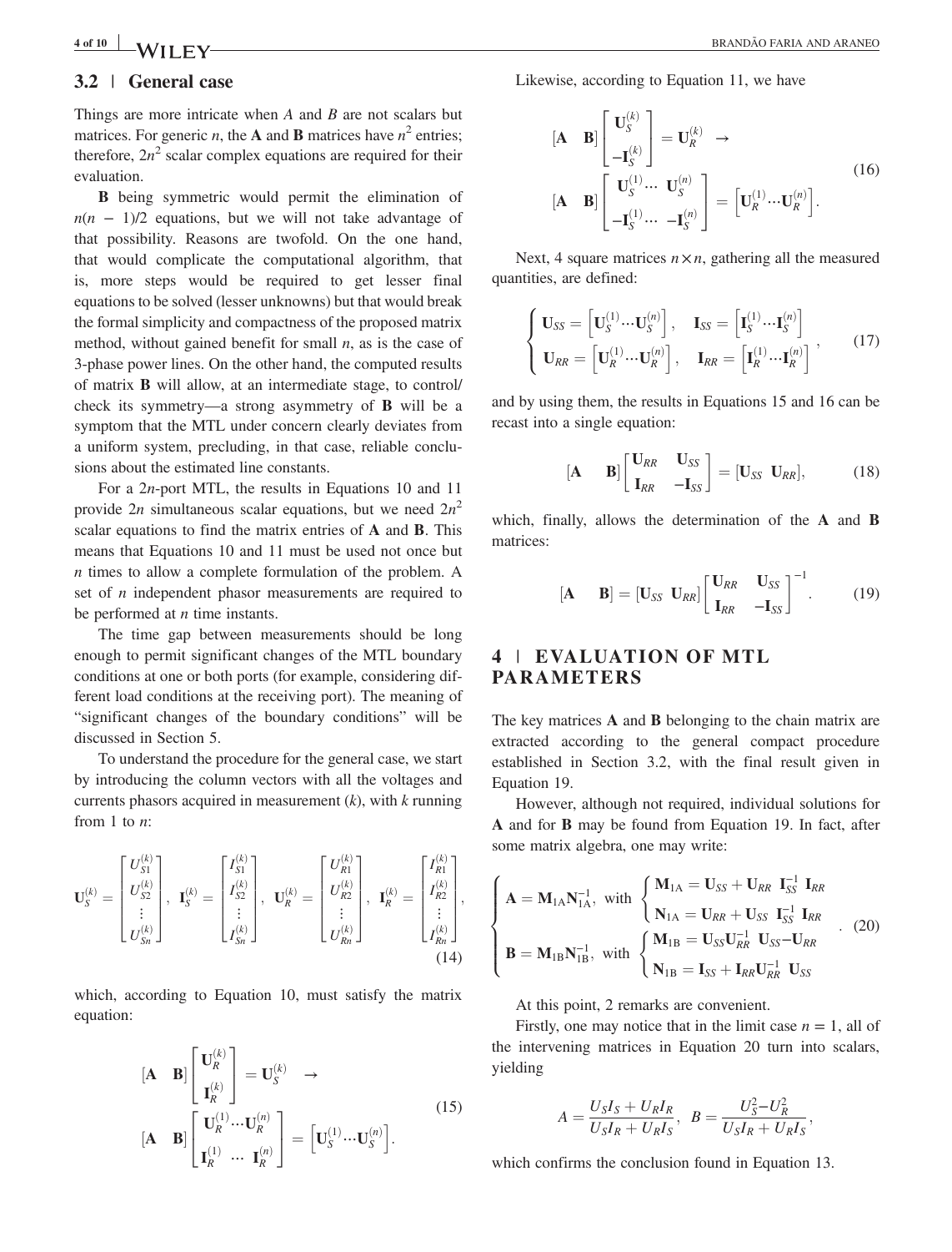## 3.2 | General case

Things are more intricate when $A$ and $B$ are not scalars but matrices. For generic $n$, the $\mathbf{A}$ and $\mathbf{B}$ matrices have $n^2$ entries; therefore, $2n^2$ scalar complex equations are required for their evaluation.

**B** being symmetric would permit the elimination of $n(n - 1)/2$ equations, but we will not take advantage of that possibility. Reasons are twofold. On the one hand, that would complicate the computational algorithm, that is, more steps would be required to get lesser final equations to be solved (lesser unknowns) but that would break the formal simplicity and compactness of the proposed matrix method, without gained benefit for small $n$, as is the case of 3-phase power lines. On the other hand, the computed results of matrix **B** will allow, at an intermediate stage, to control/check its symmetry—a strong asymmetry of **B** will be a symptom that the MTL under concern clearly deviates from a uniform system, precluding, in that case, reliable conclusions about the estimated line constants.

For a $2n$-port MTL, the results in Equations 10 and 11 provide $2n$ simultaneous scalar equations, but we need $2n^2$ scalar equations to find the matrix entries of **A** and **B**. This means that Equations 10 and 11 must be used not once but $n$ times to allow a complete formulation of the problem. A set of $n$ independent phasor measurements are required to be performed at $n$ time instants.

The time gap between measurements should be long enough to permit significant changes of the MTL boundary conditions at one or both ports (for example, considering different load conditions at the receiving port). The meaning of "significant changes of the boundary conditions" will be discussed in Section 5.

To understand the procedure for the general case, we start by introducing the column vectors with all the voltages and currents phasors acquired in measurement $(k)$, with $k$ running from 1 to $n$:

$$\mathbf{U}_S^{(k)} = \begin{bmatrix} U_{S1}^{(k)} \\ U_{S2}^{(k)} \\ \vdots \\ U_{Sn}^{(k)} \end{bmatrix},\ \mathbf{I}_S^{(k)} = \begin{bmatrix} I_{S1}^{(k)} \\ I_{S2}^{(k)} \\ \vdots \\ I_{Sn}^{(k)} \end{bmatrix},\ \mathbf{U}_R^{(k)} = \begin{bmatrix} U_{R1}^{(k)} \\ U_{R2}^{(k)} \\ \vdots \\ U_{Rn}^{(k)} \end{bmatrix},\ \mathbf{I}_R^{(k)} = \begin{bmatrix} I_{R1}^{(k)} \\ I_{R2}^{(k)} \\ \vdots \\ I_{Rn}^{(k)} \end{bmatrix}, \tag{14}$$

which, according to Equation 10, must satisfy the matrix equation:

$$\begin{aligned} &[\mathbf{A} \quad \mathbf{B}] \begin{bmatrix} \mathbf{U}_R^{(k)} \\ \mathbf{I}_R^{(k)} \end{bmatrix} = \mathbf{U}_S^{(k)} \quad \rightarrow \\ &[\mathbf{A} \quad \mathbf{B}] \begin{bmatrix} \mathbf{U}_R^{(1)} \cdots \mathbf{U}_R^{(n)} \\ \mathbf{I}_R^{(1)} \ \cdots \ \mathbf{I}_R^{(n)} \end{bmatrix} = \left[\mathbf{U}_S^{(1)} \cdots \mathbf{U}_S^{(n)}\right]. \end{aligned} \tag{15}$$

Likewise, according to Equation 11, we have

$$\begin{aligned} &[\mathbf{A} \quad \mathbf{B}] \begin{bmatrix} \mathbf{U}_S^{(k)} \\ -\mathbf{I}_S^{(k)} \end{bmatrix} = \mathbf{U}_R^{(k)} \quad \rightarrow \\ &[\mathbf{A} \quad \mathbf{B}] \begin{bmatrix} \mathbf{U}_S^{(1)} \cdots \ \mathbf{U}_S^{(n)} \\ -\mathbf{I}_S^{(1)} \cdots \ -\mathbf{I}_S^{(n)} \end{bmatrix} = \left[\mathbf{U}_R^{(1)} \cdots \mathbf{U}_R^{(n)}\right]. \end{aligned} \tag{16}$$

Next, 4 square matrices $n \times n$, gathering all the measured quantities, are defined:

$$\begin{cases} \mathbf{U}_{SS} = \left[\mathbf{U}_S^{(1)} \cdots \mathbf{U}_S^{(n)}\right], & \mathbf{I}_{SS} = \left[\mathbf{I}_S^{(1)} \cdots \mathbf{I}_S^{(n)}\right] \\ \mathbf{U}_{RR} = \left[\mathbf{U}_R^{(1)} \cdots \mathbf{U}_R^{(n)}\right], & \mathbf{I}_{RR} = \left[\mathbf{I}_R^{(1)} \cdots \mathbf{I}_R^{(n)}\right] \end{cases}, \tag{17}$$

and by using them, the results in Equations 15 and 16 can be recast into a single equation:

$$[\mathbf{A} \quad \mathbf{B}] \begin{bmatrix} \mathbf{U}_{RR} & \mathbf{U}_{SS} \\ \mathbf{I}_{RR} & -\mathbf{I}_{SS} \end{bmatrix} = [\mathbf{U}_{SS} \ \ \mathbf{U}_{RR}], \tag{18}$$

which, finally, allows the determination of the **A** and **B** matrices:

$$[\mathbf{A} \quad \mathbf{B}] = [\mathbf{U}_{SS} \ \ \mathbf{U}_{RR}] \begin{bmatrix} \mathbf{U}_{RR} & \mathbf{U}_{SS} \\ \mathbf{I}_{RR} & -\mathbf{I}_{SS} \end{bmatrix}^{-1}. \tag{19}$$

# 4 | EVALUATION OF MTL PARAMETERS

The key matrices **A** and **B** belonging to the chain matrix are extracted according to the general compact procedure established in Section 3.2, with the final result given in Equation 19.

However, although not required, individual solutions for **A** and for **B** may be found from Equation 19. In fact, after some matrix algebra, one may write:

$$\begin{cases} \mathbf{A} = \mathbf{M}_{1A}\mathbf{N}_{1A}^{-1}, \text{ with } \begin{cases} \mathbf{M}_{1A} = \mathbf{U}_{SS} + \mathbf{U}_{RR} \ \mathbf{I}_{SS}^{-1} \ \mathbf{I}_{RR} \\ \mathbf{N}_{1A} = \mathbf{U}_{RR} + \mathbf{U}_{SS} \ \mathbf{I}_{SS}^{-1} \ \mathbf{I}_{RR} \end{cases} \\ \mathbf{B} = \mathbf{M}_{1B}\mathbf{N}_{1B}^{-1}, \text{ with } \begin{cases} \mathbf{M}_{1B} = \mathbf{U}_{SS}\mathbf{U}_{RR}^{-1} \ \mathbf{U}_{SS} - \mathbf{U}_{RR} \\ \mathbf{N}_{1B} = \mathbf{I}_{SS} + \mathbf{I}_{RR}\mathbf{U}_{RR}^{-1} \ \mathbf{U}_{SS} \end{cases} \end{cases}. \tag{20}$$

At this point, 2 remarks are convenient.

Firstly, one may notice that in the limit case $n = 1$, all of the intervening matrices in Equation 20 turn into scalars, yielding

$$A = \frac{U_S I_S + U_R I_R}{U_S I_R + U_R I_S}, \quad B = \frac{U_S^2 - U_R^2}{U_S I_R + U_R I_S},$$

which confirms the conclusion found in Equation 13.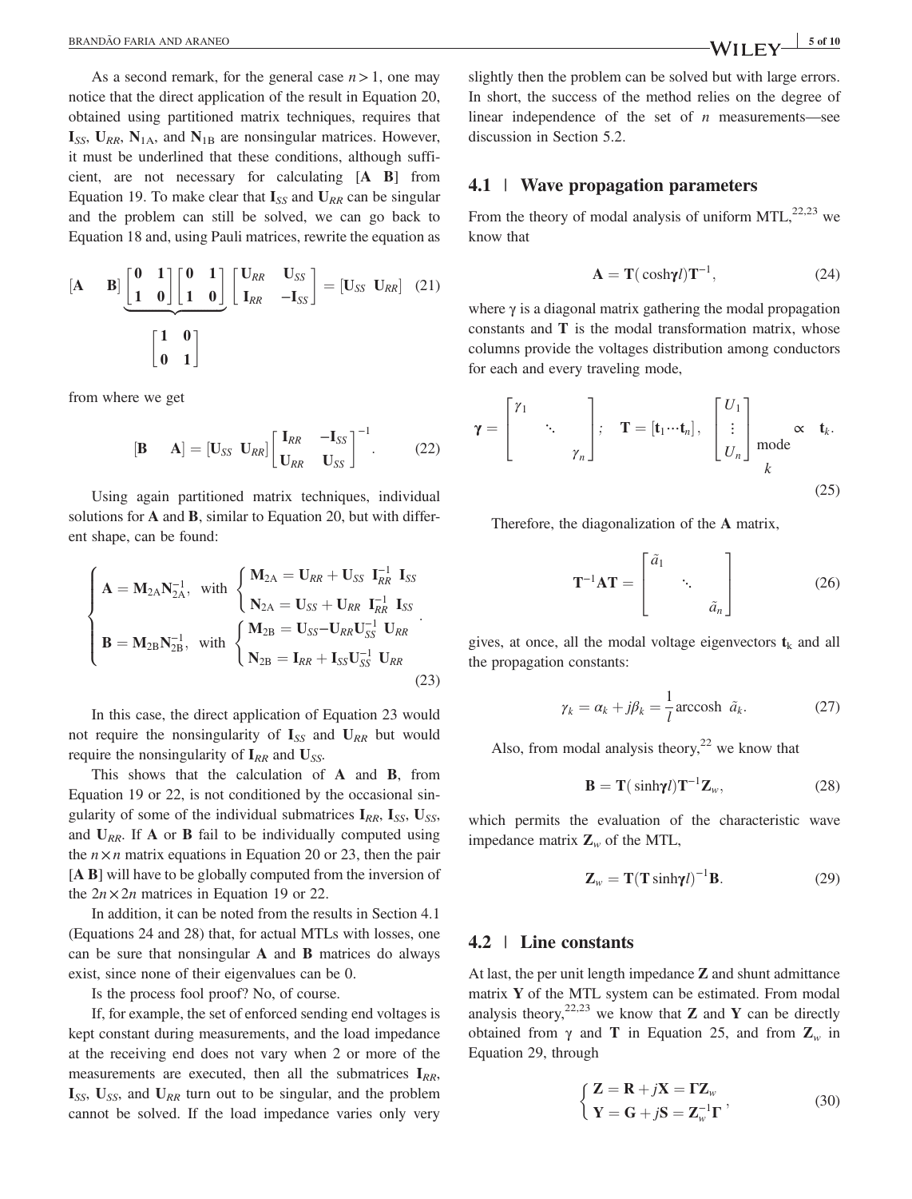As a second remark, for the general case $n > 1$, one may notice that the direct application of the result in Equation 20, obtained using partitioned matrix techniques, requires that $\mathbf{I}_{SS}$, $\mathbf{U}_{RR}$, $\mathbf{N}_{1A}$, and $\mathbf{N}_{1B}$ are nonsingular matrices. However, it must be underlined that these conditions, although sufficient, are not necessary for calculating $[\mathbf{A}\ \ \mathbf{B}]$ from Equation 19. To make clear that $\mathbf{I}_{SS}$ and $\mathbf{U}_{RR}$ can be singular and the problem can still be solved, we can go back to Equation 18 and, using Pauli matrices, rewrite the equation as

$$[\mathbf{A} \quad \mathbf{B}] \underbrace{\begin{bmatrix} \mathbf{0} & \mathbf{1} \\ \mathbf{1} & \mathbf{0} \end{bmatrix} \begin{bmatrix} \mathbf{0} & \mathbf{1} \\ \mathbf{1} & \mathbf{0} \end{bmatrix}}_{\begin{bmatrix} \mathbf{1} & \mathbf{0} \\ \mathbf{0} & \mathbf{1} \end{bmatrix}} \begin{bmatrix} \mathbf{U}_{RR} & \mathbf{U}_{SS} \\ \mathbf{I}_{RR} & -\mathbf{I}_{SS} \end{bmatrix} = [\mathbf{U}_{SS}\ \ \mathbf{U}_{RR}] \quad (21)$$

from where we get

$$[\mathbf{B} \quad \mathbf{A}] = [\mathbf{U}_{SS}\ \ \mathbf{U}_{RR}] \begin{bmatrix} \mathbf{I}_{RR} & -\mathbf{I}_{SS} \\ \mathbf{U}_{RR} & \mathbf{U}_{SS} \end{bmatrix}^{-1}. \quad (22)$$

Using again partitioned matrix techniques, individual solutions for $\mathbf{A}$ and $\mathbf{B}$, similar to Equation 20, but with different shape, can be found:

$$\begin{cases} \mathbf{A} = \mathbf{M}_{2A}\mathbf{N}_{2A}^{-1}, \text{ with } \begin{cases} \mathbf{M}_{2A} = \mathbf{U}_{RR} + \mathbf{U}_{SS}\ \mathbf{I}_{RR}^{-1}\ \mathbf{I}_{SS} \\ \mathbf{N}_{2A} = \mathbf{U}_{SS} + \mathbf{U}_{RR}\ \mathbf{I}_{RR}^{-1}\ \mathbf{I}_{SS} \end{cases} \\ \mathbf{B} = \mathbf{M}_{2B}\mathbf{N}_{2B}^{-1}, \text{ with } \begin{cases} \mathbf{M}_{2B} = \mathbf{U}_{SS} - \mathbf{U}_{RR}\mathbf{U}_{SS}^{-1}\ \mathbf{U}_{RR} \\ \mathbf{N}_{2B} = \mathbf{I}_{RR} + \mathbf{I}_{SS}\mathbf{U}_{SS}^{-1}\ \mathbf{U}_{RR} \end{cases} \end{cases}. \quad (23)$$

In this case, the direct application of Equation 23 would not require the nonsingularity of $\mathbf{I}_{SS}$ and $\mathbf{U}_{RR}$ but would require the nonsingularity of $\mathbf{I}_{RR}$ and $\mathbf{U}_{SS}$.

This shows that the calculation of $\mathbf{A}$ and $\mathbf{B}$, from Equation 19 or 22, is not conditioned by the occasional singularity of some of the individual submatrices $\mathbf{I}_{RR}$, $\mathbf{I}_{SS}$, $\mathbf{U}_{SS}$, and $\mathbf{U}_{RR}$. If $\mathbf{A}$ or $\mathbf{B}$ fail to be individually computed using the $n \times n$ matrix equations in Equation 20 or 23, then the pair $[\mathbf{A}\ \mathbf{B}]$ will have to be globally computed from the inversion of the $2n \times 2n$ matrices in Equation 19 or 22.

In addition, it can be noted from the results in Section 4.1 (Equations 24 and 28) that, for actual MTLs with losses, one can be sure that nonsingular $\mathbf{A}$ and $\mathbf{B}$ matrices do always exist, since none of their eigenvalues can be 0.

Is the process fool proof? No, of course.

If, for example, the set of enforced sending end voltages is kept constant during measurements, and the load impedance at the receiving end does not vary when 2 or more of the measurements are executed, then all the submatrices $\mathbf{I}_{RR}$, $\mathbf{I}_{SS}$, $\mathbf{U}_{SS}$, and $\mathbf{U}_{RR}$ turn out to be singular, and the problem cannot be solved. If the load impedance varies only very slightly then the problem can be solved but with large errors. In short, the success of the method relies on the degree of linear independence of the set of $n$ measurements—see discussion in Section 5.2.

## 4.1 | Wave propagation parameters

From the theory of modal analysis of uniform MTL,[22,23] we know that

$$\mathbf{A} = \mathbf{T}(\cosh\boldsymbol{\gamma}l)\mathbf{T}^{-1}, \quad (24)$$

where $\boldsymbol{\gamma}$ is a diagonal matrix gathering the modal propagation constants and $\mathbf{T}$ is the modal transformation matrix, whose columns provide the voltages distribution among conductors for each and every traveling mode,

$$\boldsymbol{\gamma} = \begin{bmatrix} \gamma_1 & & \\ & \ddots & \\ & & \gamma_n \end{bmatrix}; \quad \mathbf{T} = [\mathbf{t}_1 \cdots \mathbf{t}_n], \quad \begin{bmatrix} U_1 \\ \vdots \\ U_n \end{bmatrix}_{\substack{\text{mode} \\ k}} \propto \mathbf{t}_k. \quad (25)$$

Therefore, the diagonalization of the $\mathbf{A}$ matrix,

$$\mathbf{T}^{-1}\mathbf{A}\mathbf{T} = \begin{bmatrix} \tilde{a}_1 & & \\ & \ddots & \\ & & \tilde{a}_n \end{bmatrix} \quad (26)$$

gives, at once, all the modal voltage eigenvectors $\mathbf{t}_k$ and all the propagation constants:

$$\gamma_k = \alpha_k + j\beta_k = \frac{1}{l}\operatorname{arccosh}\ \tilde{a}_k. \quad (27)$$

Also, from modal analysis theory,[22] we know that

$$\mathbf{B} = \mathbf{T}(\sinh\boldsymbol{\gamma}l)\mathbf{T}^{-1}\mathbf{Z}_w, \quad (28)$$

which permits the evaluation of the characteristic wave impedance matrix $\mathbf{Z}_w$ of the MTL,

$$\mathbf{Z}_w = \mathbf{T}(\mathbf{T}\sinh\boldsymbol{\gamma}l)^{-1}\mathbf{B}. \quad (29)$$

## 4.2 | Line constants

At last, the per unit length impedance $\mathbf{Z}$ and shunt admittance matrix $\mathbf{Y}$ of the MTL system can be estimated. From modal analysis theory,[22,23] we know that $\mathbf{Z}$ and $\mathbf{Y}$ can be directly obtained from $\gamma$ and $\mathbf{T}$ in Equation 25, and from $\mathbf{Z}_w$ in Equation 29, through

$$\begin{cases} \mathbf{Z} = \mathbf{R} + j\mathbf{X} = \boldsymbol{\Gamma}\mathbf{Z}_w \\ \mathbf{Y} = \mathbf{G} + j\mathbf{S} = \mathbf{Z}_w^{-1}\boldsymbol{\Gamma} \end{cases}, \quad (30)$$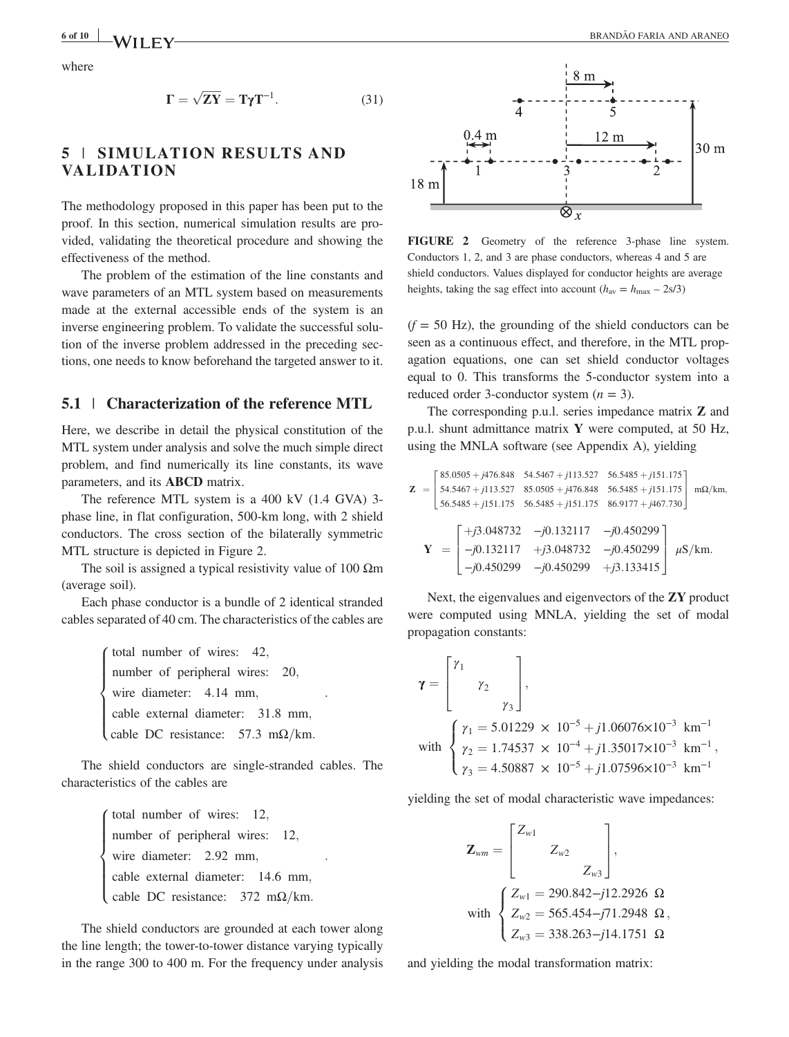where

$$\mathbf{\Gamma} = \sqrt{\mathbf{ZY}} = \mathbf{T}\boldsymbol{\gamma}\mathbf{T}^{-1}. \tag{31}$$

## 5 | SIMULATION RESULTS AND VALIDATION

The methodology proposed in this paper has been put to the proof. In this section, numerical simulation results are provided, validating the theoretical procedure and showing the effectiveness of the method.

The problem of the estimation of the line constants and wave parameters of an MTL system based on measurements made at the external accessible ends of the system is an inverse engineering problem. To validate the successful solution of the inverse problem addressed in the preceding sections, one needs to know beforehand the targeted answer to it.

### 5.1 | Characterization of the reference MTL

Here, we describe in detail the physical constitution of the MTL system under analysis and solve the much simple direct problem, and find numerically its line constants, its wave parameters, and its **ABCD** matrix.

The reference MTL system is a 400 kV (1.4 GVA) 3-phase line, in flat configuration, 500-km long, with 2 shield conductors. The cross section of the bilaterally symmetric MTL structure is depicted in Figure 2.

The soil is assigned a typical resistivity value of 100 Ωm (average soil).

Each phase conductor is a bundle of 2 identical stranded cables separated of 40 cm. The characteristics of the cables are

$$\begin{cases} \text{total number of wires:} \quad 42, \\ \text{number of peripheral wires:} \quad 20, \\ \text{wire diameter:} \quad 4.14 \text{ mm}, \\ \text{cable external diameter:} \quad 31.8 \text{ mm}, \\ \text{cable DC resistance:} \quad 57.3 \text{ m}\Omega/\text{km}. \end{cases}$$

The shield conductors are single-stranded cables. The characteristics of the cables are

$$\begin{cases} \text{total number of wires:} \quad 12, \\ \text{number of peripheral wires:} \quad 12, \\ \text{wire diameter:} \quad 2.92 \text{ mm}, \\ \text{cable external diameter:} \quad 14.6 \text{ mm}, \\ \text{cable DC resistance:} \quad 372 \text{ m}\Omega/\text{km}. \end{cases}$$

The shield conductors are grounded at each tower along the line length; the tower-to-tower distance varying typically in the range 300 to 400 m. For the frequency under analysis

**FIGURE 2** Geometry of the reference 3-phase line system. Conductors 1, 2, and 3 are phase conductors, whereas 4 and 5 are shield conductors. Values displayed for conductor heights are average heights, taking the sag effect into account ($h_{av} = h_{max} - 2s/3$)

($f$ = 50 Hz), the grounding of the shield conductors can be seen as a continuous effect, and therefore, in the MTL propagation equations, one can set shield conductor voltages equal to 0. This transforms the 5-conductor system into a reduced order 3-conductor system ($n$ = 3).

The corresponding p.u.l. series impedance matrix **Z** and p.u.l. shunt admittance matrix **Y** were computed, at 50 Hz, using the MNLA software (see Appendix A), yielding

$$\mathbf{Z} = \begin{bmatrix} 85.0505 + j476.848 & 54.5467 + j113.527 & 56.5485 + j151.175 \\ 54.5467 + j113.527 & 85.0505 + j476.848 & 56.5485 + j151.175 \\ 56.5485 + j151.175 & 56.5485 + j151.175 & 86.9177 + j467.730 \end{bmatrix} \text{ m}\Omega/\text{km},$$

$$\mathbf{Y} = \begin{bmatrix} +j3.048732 & -j0.132117 & -j0.450299 \\ -j0.132117 & +j3.048732 & -j0.450299 \\ -j0.450299 & -j0.450299 & +j3.133415 \end{bmatrix} \mu\text{S/km}.$$

Next, the eigenvalues and eigenvectors of the **ZY** product were computed using MNLA, yielding the set of modal propagation constants:

$$\boldsymbol{\gamma} = \begin{bmatrix} \gamma_1 & & \\ & \gamma_2 & \\ & & \gamma_3 \end{bmatrix},$$

$$\text{with} \begin{cases} \gamma_1 = 5.01229 \times 10^{-5} + j1.06076 \times 10^{-3} \text{ km}^{-1} \\ \gamma_2 = 1.74537 \times 10^{-4} + j1.35017 \times 10^{-3} \text{ km}^{-1}, \\ \gamma_3 = 4.50887 \times 10^{-5} + j1.07596 \times 10^{-3} \text{ km}^{-1} \end{cases}$$

yielding the set of modal characteristic wave impedances:

$$\mathbf{Z}_{wm} = \begin{bmatrix} Z_{w1} & & \\ & Z_{w2} & \\ & & Z_{w3} \end{bmatrix},$$

$$\text{with} \begin{cases} Z_{w1} = 290.842 - j12.2926 \ \Omega \\ Z_{w2} = 565.454 - j71.2948 \ \Omega, \\ Z_{w3} = 338.263 - j14.1751 \ \Omega \end{cases}$$

and yielding the modal transformation matrix: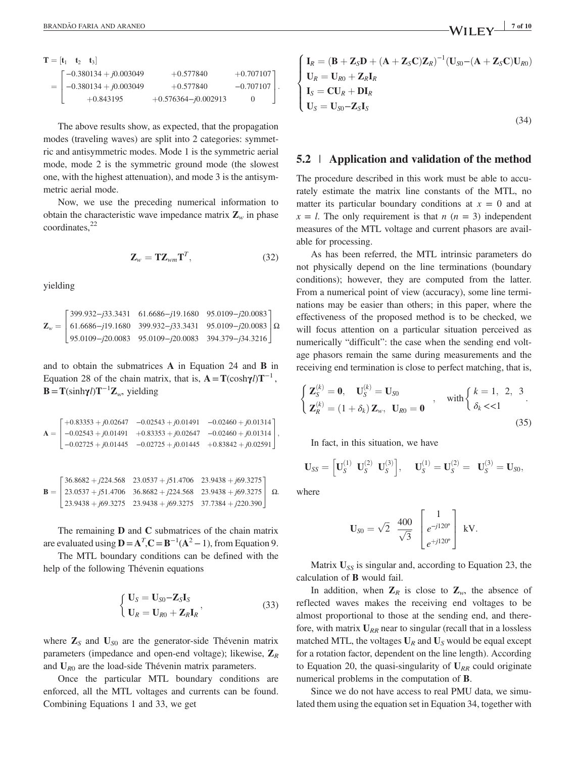$$
\mathbf{T} = [\mathbf{t}_1 \quad \mathbf{t}_2 \quad \mathbf{t}_3] = \begin{bmatrix} -0.380134 + j0.003049 & +0.577840 & +0.707107 \\ -0.380134 + j0.003049 & +0.577840 & -0.707107 \\ +0.843195 & +0.576364 - j0.002913 & 0 \end{bmatrix}.
$$

The above results show, as expected, that the propagation modes (traveling waves) are split into 2 categories: symmetric and antisymmetric modes. Mode 1 is the symmetric aerial mode, mode 2 is the symmetric ground mode (the slowest one, with the highest attenuation), and mode 3 is the antisymmetric aerial mode.

Now, we use the preceding numerical information to obtain the characteristic wave impedance matrix $\mathbf{Z}_w$ in phase coordinates,[22]

$$
\mathbf{Z}_w = \mathbf{T}\mathbf{Z}_{wm}\mathbf{T}^T, \tag{32}
$$

yielding

$$
\mathbf{Z}_w = \begin{bmatrix} 399.932 - j33.3431 & 61.6686 - j19.1680 & 95.0109 - j20.0083 \\ 61.6686 - j19.1680 & 399.932 - j33.3431 & 95.0109 - j20.0083 \\ 95.0109 - j20.0083 & 95.0109 - j20.0083 & 394.379 - j34.3216 \end{bmatrix} \Omega
$$

and to obtain the submatrices $\mathbf{A}$ in Equation 24 and $\mathbf{B}$ in Equation 28 of the chain matrix, that is, $\mathbf{A} = \mathbf{T}(\cosh\boldsymbol{\gamma}l)\mathbf{T}^{-1}$, $\mathbf{B} = \mathbf{T}(\sinh\boldsymbol{\gamma}l)\mathbf{T}^{-1}\mathbf{Z}_w$, yielding

$$
\mathbf{A} = \begin{bmatrix} +0.83353 + j0.02647 & -0.02543 + j0.01491 & -0.02460 + j0.01314 \\ -0.02543 + j0.01491 & +0.83353 + j0.02647 & -0.02460 + j0.01314 \\ -0.02725 + j0.01445 & -0.02725 + j0.01445 & +0.83842 + j0.02591 \end{bmatrix},
$$

$$
\mathbf{B} = \begin{bmatrix} 36.8682 + j224.568 & 23.0537 + j51.4706 & 23.9438 + j69.3275 \\ 23.0537 + j51.4706 & 36.8682 + j224.568 & 23.9438 + j69.3275 \\ 23.9438 + j69.3275 & 23.9438 + j69.3275 & 37.7384 + j220.390 \end{bmatrix} \Omega.
$$

The remaining $\mathbf{D}$ and $\mathbf{C}$ submatrices of the chain matrix are evaluated using $\mathbf{D} = \mathbf{A}^T, \mathbf{C} = \mathbf{B}^{-1}(\mathbf{A}^2 - 1)$, from Equation 9.

The MTL boundary conditions can be defined with the help of the following Thévenin equations

$$
\begin{cases} \mathbf{U}_S = \mathbf{U}_{S0} - \mathbf{Z}_S\mathbf{I}_S \\ \mathbf{U}_R = \mathbf{U}_{R0} + \mathbf{Z}_R\mathbf{I}_R \end{cases}, \tag{33}
$$

where $\mathbf{Z}_S$ and $\mathbf{U}_{S0}$ are the generator-side Thévenin matrix parameters (impedance and open-end voltage); likewise, $\mathbf{Z}_R$ and $\mathbf{U}_{R0}$ are the load-side Thévenin matrix parameters.

Once the particular MTL boundary conditions are enforced, all the MTL voltages and currents can be found. Combining Equations 1 and 33, we get

$$
\begin{cases} \mathbf{I}_R = (\mathbf{B} + \mathbf{Z}_S\mathbf{D} + (\mathbf{A} + \mathbf{Z}_S\mathbf{C})\mathbf{Z}_R)^{-1}(\mathbf{U}_{S0} - (\mathbf{A} + \mathbf{Z}_S\mathbf{C})\mathbf{U}_{R0}) \\ \mathbf{U}_R = \mathbf{U}_{R0} + \mathbf{Z}_R\mathbf{I}_R \\ \mathbf{I}_S = \mathbf{C}\mathbf{U}_R + \mathbf{D}\mathbf{I}_R \\ \mathbf{U}_S = \mathbf{U}_{S0} - \mathbf{Z}_S\mathbf{I}_S \end{cases} \tag{34}
$$

## 5.2 | Application and validation of the method

The procedure described in this work must be able to accurately estimate the matrix line constants of the MTL, no matter its particular boundary conditions at $x = 0$ and at $x = l$. The only requirement is that $n$ ($n = 3$) independent measures of the MTL voltage and current phasors are available for processing.

As has been referred, the MTL intrinsic parameters do not physically depend on the line terminations (boundary conditions); however, they are computed from the latter. From a numerical point of view (accuracy), some line terminations may be easier than others; in this paper, where the effectiveness of the proposed method is to be checked, we will focus attention on a particular situation perceived as numerically "difficult": the case when the sending end voltage phasors remain the same during measurements and the receiving end termination is close to perfect matching, that is,

$$
\begin{cases} \mathbf{Z}_S^{(k)} = \mathbf{0}, \quad \mathbf{U}_S^{(k)} = \mathbf{U}_{S0} \\ \mathbf{Z}_R^{(k)} = (1 + \delta_k)\,\mathbf{Z}_w, \quad \mathbf{U}_{R0} = \mathbf{0} \end{cases}, \quad \text{with} \begin{cases} k = 1, \ 2, \ 3 \\ \delta_k << 1 \end{cases}. \tag{35}
$$

In fact, in this situation, we have

$$
\mathbf{U}_{SS} = \left[\mathbf{U}_S^{(1)} \ \mathbf{U}_S^{(2)} \ \mathbf{U}_S^{(3)}\right], \quad \mathbf{U}_S^{(1)} = \mathbf{U}_S^{(2)} = \mathbf{U}_S^{(3)} = \mathbf{U}_{S0},
$$

where

$$
\mathbf{U}_{S0} = \sqrt{2}\ \frac{400}{\sqrt{3}} \begin{bmatrix} 1 \\ e^{-j120^\circ} \\ e^{+j120^\circ} \end{bmatrix} \text{ kV}.
$$

Matrix $\mathbf{U}_{SS}$ is singular and, according to Equation 23, the calculation of $\mathbf{B}$ would fail.

In addition, when $\mathbf{Z}_R$ is close to $\mathbf{Z}_w$, the absence of reflected waves makes the receiving end voltages to be almost proportional to those at the sending end, and therefore, with matrix $\mathbf{U}_{RR}$ near to singular (recall that in a lossless matched MTL, the voltages $\mathbf{U}_R$ and $\mathbf{U}_S$ would be equal except for a rotation factor, dependent on the line length). According to Equation 20, the quasi-singularity of $\mathbf{U}_{RR}$ could originate numerical problems in the computation of $\mathbf{B}$.

Since we do not have access to real PMU data, we simulated them using the equation set in Equation 34, together with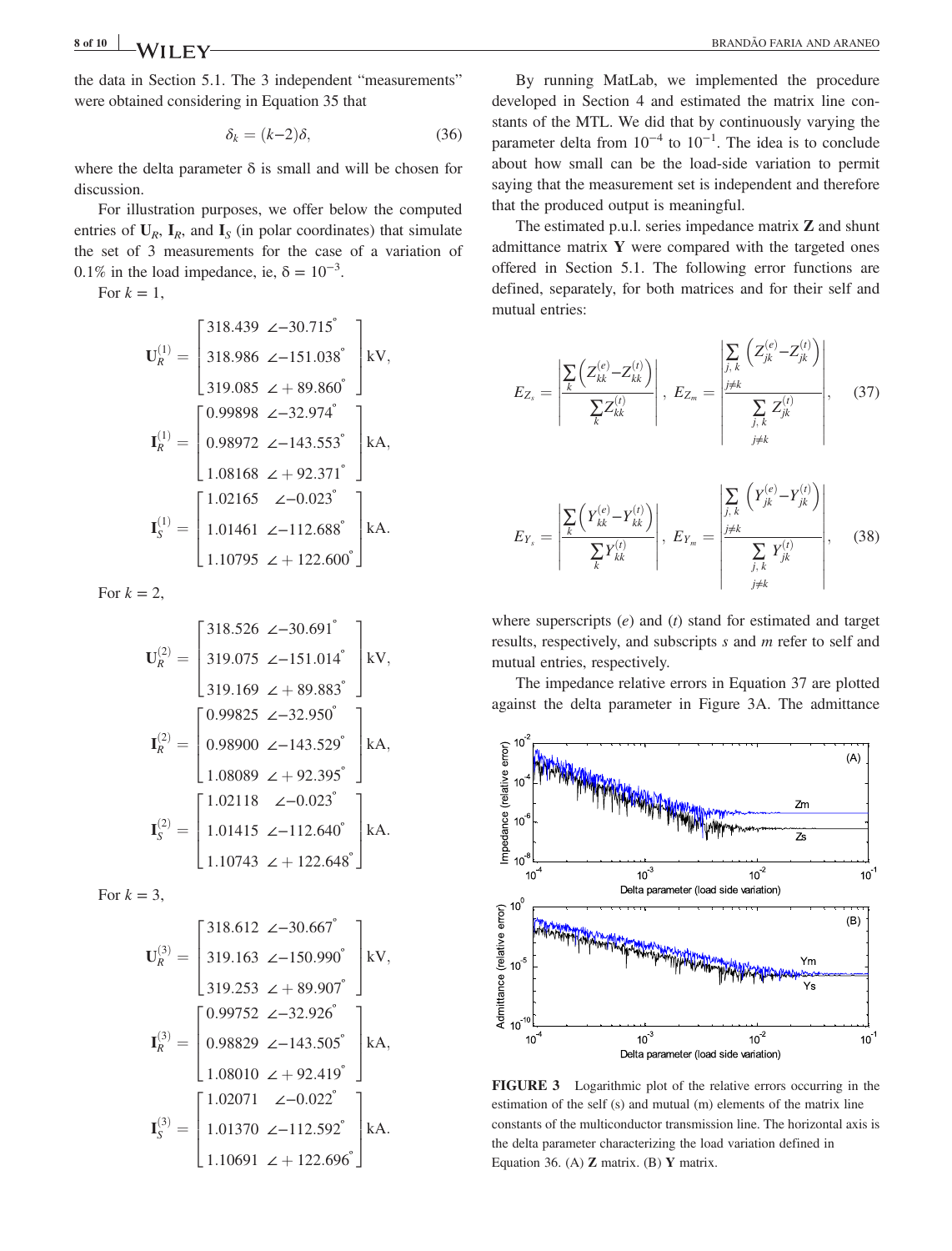the data in Section 5.1. The 3 independent "measurements" were obtained considering in Equation 35 that

$$\delta_k = (k-2)\delta, \tag{36}$$

where the delta parameter δ is small and will be chosen for discussion.

For illustration purposes, we offer below the computed entries of $\mathbf{U}_R$, $\mathbf{I}_R$, and $\mathbf{I}_S$ (in polar coordinates) that simulate the set of 3 measurements for the case of a variation of 0.1% in the load impedance, ie, $\delta = 10^{-3}$.

For $k = 1$,

$$\mathbf{U}_R^{(1)} = \begin{bmatrix} 318.439 & \angle -30.715^\circ \\ 318.986 & \angle -151.038^\circ \\ 319.085 & \angle +89.860^\circ \end{bmatrix} \text{kV},$$

$$\mathbf{I}_R^{(1)} = \begin{bmatrix} 0.99898 & \angle -32.974^\circ \\ 0.98972 & \angle -143.553^\circ \\ 1.08168 & \angle +92.371^\circ \end{bmatrix} \text{kA},$$

$$\mathbf{I}_S^{(1)} = \begin{bmatrix} 1.02165 & \angle -0.023^\circ \\ 1.01461 & \angle -112.688^\circ \\ 1.10795 & \angle +122.600^\circ \end{bmatrix} \text{kA}.$$

For $k = 2$,

$$\mathbf{U}_R^{(2)} = \begin{bmatrix} 318.526 & \angle -30.691^\circ \\ 319.075 & \angle -151.014^\circ \\ 319.169 & \angle +89.883^\circ \end{bmatrix} \text{kV},$$

$$\mathbf{I}_R^{(2)} = \begin{bmatrix} 0.99825 & \angle -32.950^\circ \\ 0.98900 & \angle -143.529^\circ \\ 1.08089 & \angle +92.395^\circ \end{bmatrix} \text{kA},$$

$$\mathbf{I}_S^{(2)} = \begin{bmatrix} 1.02118 & \angle -0.023^\circ \\ 1.01415 & \angle -112.640^\circ \\ 1.10743 & \angle +122.648^\circ \end{bmatrix} \text{kA}.$$

For $k = 3$,

$$\mathbf{U}_R^{(3)} = \begin{bmatrix} 318.612 & \angle -30.667^\circ \\ 319.163 & \angle -150.990^\circ \\ 319.253 & \angle +89.907^\circ \end{bmatrix} \text{kV},$$

$$\mathbf{I}_R^{(3)} = \begin{bmatrix} 0.99752 & \angle -32.926^\circ \\ 0.98829 & \angle -143.505^\circ \\ 1.08010 & \angle +92.419^\circ \end{bmatrix} \text{kA},$$

$$\mathbf{I}_S^{(3)} = \begin{bmatrix} 1.02071 & \angle -0.022^\circ \\ 1.01370 & \angle -112.592^\circ \\ 1.10691 & \angle +122.696^\circ \end{bmatrix} \text{kA}.$$

By running MatLab, we implemented the procedure developed in Section 4 and estimated the matrix line constants of the MTL. We did that by continuously varying the parameter delta from $10^{-4}$ to $10^{-1}$. The idea is to conclude about how small can be the load-side variation to permit saying that the measurement set is independent and therefore that the produced output is meaningful.

The estimated p.u.l. series impedance matrix **Z** and shunt admittance matrix **Y** were compared with the targeted ones offered in Section 5.1. The following error functions are defined, separately, for both matrices and for their self and mutual entries:

$$E_{Z_s} = \left| \frac{\sum_k \left( Z_{kk}^{(e)} - Z_{kk}^{(t)} \right)}{\sum_k Z_{kk}^{(t)}} \right|, \quad E_{Z_m} = \left| \frac{\sum_{\substack{j,k \\ j \neq k}} \left( Z_{jk}^{(e)} - Z_{jk}^{(t)} \right)}{\sum_{\substack{j,k \\ j \neq k}} Z_{jk}^{(t)}} \right|, \tag{37}$$

$$E_{Y_s} = \left| \frac{\sum_k \left( Y_{kk}^{(e)} - Y_{kk}^{(t)} \right)}{\sum_k Y_{kk}^{(t)}} \right|, \quad E_{Y_m} = \left| \frac{\sum_{\substack{j,k \\ j \neq k}} \left( Y_{jk}^{(e)} - Y_{jk}^{(t)} \right)}{\sum_{\substack{j,k \\ j \neq k}} Y_{jk}^{(t)}} \right|, \tag{38}$$

where superscripts (*e*) and (*t*) stand for estimated and target results, respectively, and subscripts *s* and *m* refer to self and mutual entries, respectively.

The impedance relative errors in Equation 37 are plotted against the delta parameter in Figure 3A. The admittance

**FIGURE 3** Logarithmic plot of the relative errors occurring in the estimation of the self (s) and mutual (m) elements of the matrix line constants of the multiconductor transmission line. The horizontal axis is the delta parameter characterizing the load variation defined in Equation 36. (A) **Z** matrix. (B) **Y** matrix.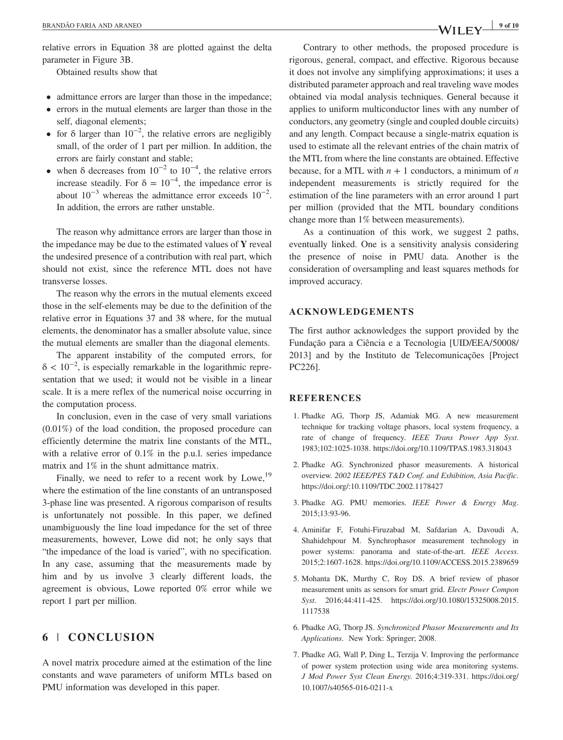relative errors in Equation 38 are plotted against the delta parameter in Figure 3B.

Obtained results show that

- admittance errors are larger than those in the impedance;
- errors in the mutual elements are larger than those in the self, diagonal elements;
- for $\delta$ larger than $10^{-2}$, the relative errors are negligibly small, of the order of 1 part per million. In addition, the errors are fairly constant and stable;
- when $\delta$ decreases from $10^{-2}$ to $10^{-4}$, the relative errors increase steadily. For $\delta = 10^{-4}$, the impedance error is about $10^{-3}$ whereas the admittance error exceeds $10^{-2}$. In addition, the errors are rather unstable.

The reason why admittance errors are larger than those in the impedance may be due to the estimated values of $\mathbf{Y}$ reveal the undesired presence of a contribution with real part, which should not exist, since the reference MTL does not have transverse losses.

The reason why the errors in the mutual elements exceed those in the self-elements may be due to the definition of the relative error in Equations 37 and 38 where, for the mutual elements, the denominator has a smaller absolute value, since the mutual elements are smaller than the diagonal elements.

The apparent instability of the computed errors, for $\delta < 10^{-2}$, is especially remarkable in the logarithmic representation that we used; it would not be visible in a linear scale. It is a mere reflex of the numerical noise occurring in the computation process.

In conclusion, even in the case of very small variations (0.01%) of the load condition, the proposed procedure can efficiently determine the matrix line constants of the MTL, with a relative error of 0.1% in the p.u.l. series impedance matrix and 1% in the shunt admittance matrix.

Finally, we need to refer to a recent work by Lowe,[19] where the estimation of the line constants of an untransposed 3-phase line was presented. A rigorous comparison of results is unfortunately not possible. In this paper, we defined unambiguously the line load impedance for the set of three measurements, however, Lowe did not; he only says that "the impedance of the load is varied", with no specification. In any case, assuming that the measurements made by him and by us involve 3 clearly different loads, the agreement is obvious, Lowe reported 0% error while we report 1 part per million.

## 6 | CONCLUSION

A novel matrix procedure aimed at the estimation of the line constants and wave parameters of uniform MTLs based on PMU information was developed in this paper.

Contrary to other methods, the proposed procedure is rigorous, general, compact, and effective. Rigorous because it does not involve any simplifying approximations; it uses a distributed parameter approach and real traveling wave modes obtained via modal analysis techniques. General because it applies to uniform multiconductor lines with any number of conductors, any geometry (single and coupled double circuits) and any length. Compact because a single-matrix equation is used to estimate all the relevant entries of the chain matrix of the MTL from where the line constants are obtained. Effective because, for a MTL with $n + 1$ conductors, a minimum of $n$ independent measurements is strictly required for the estimation of the line parameters with an error around 1 part per million (provided that the MTL boundary conditions change more than 1% between measurements).

As a continuation of this work, we suggest 2 paths, eventually linked. One is a sensitivity analysis considering the presence of noise in PMU data. Another is the consideration of oversampling and least squares methods for improved accuracy.

## ACKNOWLEDGEMENTS

The first author acknowledges the support provided by the Fundação para a Ciência e a Tecnologia [UID/EEA/50008/2013] and by the Instituto de Telecomunicações [Project PC226].

## REFERENCES

1. Phadke AG, Thorp JS, Adamiak MG. A new measurement technique for tracking voltage phasors, local system frequency, a rate of change of frequency. *IEEE Trans Power App Syst*. 1983;102:1025-1038. https://doi.org/10.1109/TPAS.1983.318043
2. Phadke AG. Synchronized phasor measurements. A historical overview. *2002 IEEE/PES T&D Conf. and Exhibition, Asia Pacific*. https://doi.org/:10.1109/TDC.2002.1178427
3. Phadke AG. PMU memories. *IEEE Power & Energy Mag*. 2015;13:93-96.
4. Aminifar F, Fotuhi-Firuzabad M, Safdarian A, Davoudi A, Shahidehpour M. Synchrophasor measurement technology in power systems: panorama and state-of-the-art. *IEEE Access*. 2015;2:1607-1628. https://doi.org/10.1109/ACCESS.2015.2389659
5. Mohanta DK, Murthy C, Roy DS. A brief review of phasor measurement units as sensors for smart grid. *Electr Power Compon Syst*. 2016;44:411-425. https://doi.org/10.1080/15325008.2015.1117538
6. Phadke AG, Thorp JS. *Synchronized Phasor Measurements and Its Applications*. New York: Springer; 2008.
7. Phadke AG, Wall P, Ding L, Terzija V. Improving the performance of power system protection using wide area monitoring systems. *J Mod Power Syst Clean Energy*. 2016;4:319-331. https://doi.org/10.1007/s40565-016-0211-x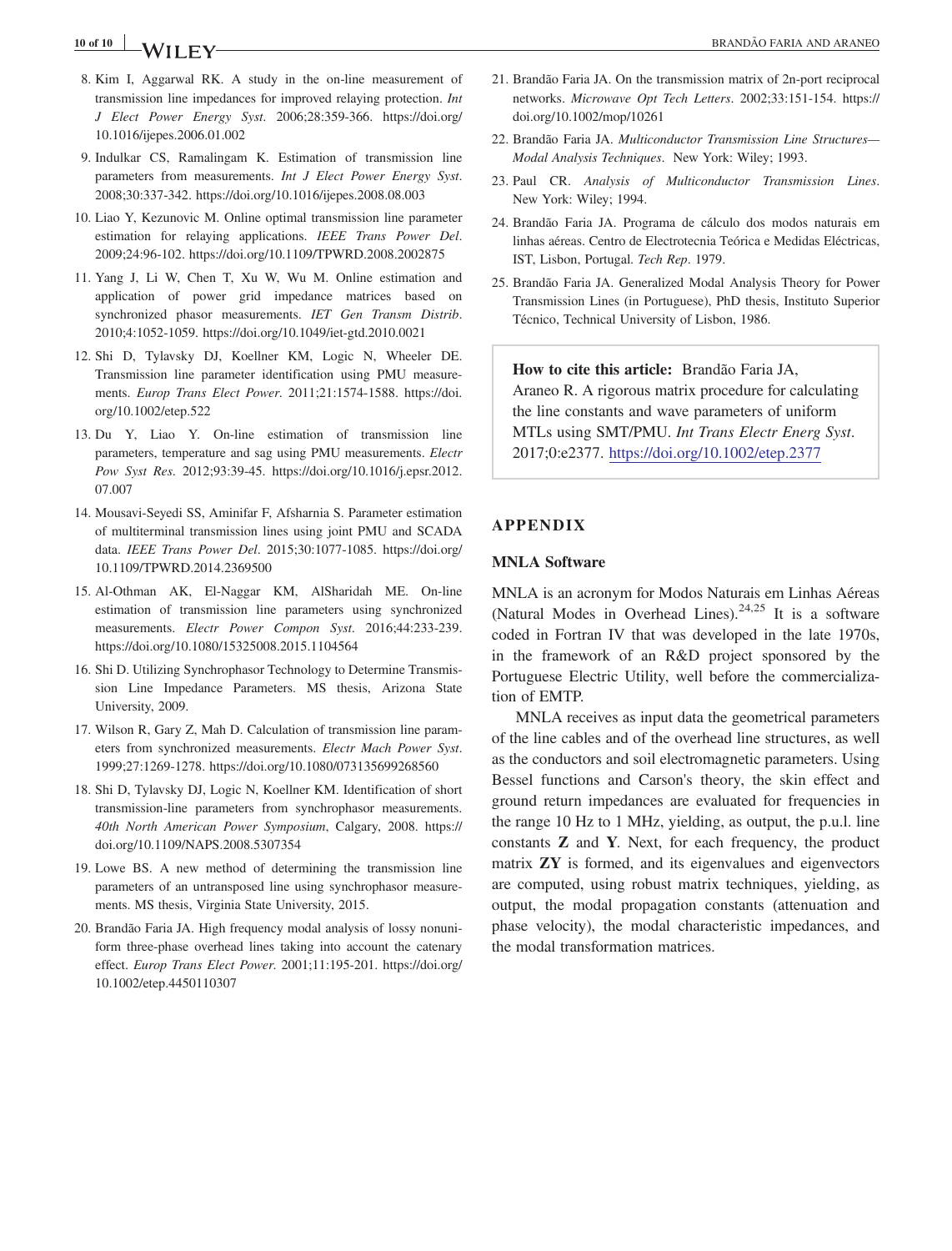8. Kim I, Aggarwal RK. A study in the on-line measurement of transmission line impedances for improved relaying protection. *Int J Elect Power Energy Syst*. 2006;28:359-366. https://doi.org/10.1016/ijepes.2006.01.002
9. Indulkar CS, Ramalingam K. Estimation of transmission line parameters from measurements. *Int J Elect Power Energy Syst*. 2008;30:337-342. https://doi.org/10.1016/ijepes.2008.08.003
10. Liao Y, Kezunovic M. Online optimal transmission line parameter estimation for relaying applications. *IEEE Trans Power Del*. 2009;24:96-102. https://doi.org/10.1109/TPWRD.2008.2002875
11. Yang J, Li W, Chen T, Xu W, Wu M. Online estimation and application of power grid impedance matrices based on synchronized phasor measurements. *IET Gen Transm Distrib*. 2010;4:1052-1059. https://doi.org/10.1049/iet-gtd.2010.0021
12. Shi D, Tylavsky DJ, Koellner KM, Logic N, Wheeler DE. Transmission line parameter identification using PMU measurements. *Europ Trans Elect Power*. 2011;21:1574-1588. https://doi.org/10.1002/etep.522
13. Du Y, Liao Y. On-line estimation of transmission line parameters, temperature and sag using PMU measurements. *Electr Pow Syst Res*. 2012;93:39-45. https://doi.org/10.1016/j.epsr.2012.07.007
14. Mousavi-Seyedi SS, Aminifar F, Afsharnia S. Parameter estimation of multiterminal transmission lines using joint PMU and SCADA data. *IEEE Trans Power Del*. 2015;30:1077-1085. https://doi.org/10.1109/TPWRD.2014.2369500
15. Al-Othman AK, El-Naggar KM, AlSharidah ME. On-line estimation of transmission line parameters using synchronized measurements. *Electr Power Compon Syst*. 2016;44:233-239. https://doi.org/10.1080/15325008.2015.1104564
16. Shi D. Utilizing Synchrophasor Technology to Determine Transmission Line Impedance Parameters. MS thesis, Arizona State University, 2009.
17. Wilson R, Gary Z, Mah D. Calculation of transmission line parameters from synchronized measurements. *Electr Mach Power Syst*. 1999;27:1269-1278. https://doi.org/10.1080/073135699268560
18. Shi D, Tylavsky DJ, Logic N, Koellner KM. Identification of short transmission-line parameters from synchrophasor measurements. *40th North American Power Symposium*, Calgary, 2008. https://doi.org/10.1109/NAPS.2008.5307354
19. Lowe BS. A new method of determining the transmission line parameters of an untransposed line using synchrophasor measurements. MS thesis, Virginia State University, 2015.
20. Brandão Faria JA. High frequency modal analysis of lossy nonuniform three-phase overhead lines taking into account the catenary effect. *Europ Trans Elect Power*. 2001;11:195-201. https://doi.org/10.1002/etep.4450110307
21. Brandão Faria JA. On the transmission matrix of 2n-port reciprocal networks. *Microwave Opt Tech Letters*. 2002;33:151-154. https://doi.org/10.1002/mop/10261
22. Brandão Faria JA. *Multiconductor Transmission Line Structures—Modal Analysis Techniques*. New York: Wiley; 1993.
23. Paul CR. *Analysis of Multiconductor Transmission Lines*. New York: Wiley; 1994.
24. Brandão Faria JA. Programa de cálculo dos modos naturais em linhas aéreas. Centro de Electrotecnia Teórica e Medidas Eléctricas, IST, Lisbon, Portugal. *Tech Rep*. 1979.
25. Brandão Faria JA. Generalized Modal Analysis Theory for Power Transmission Lines (in Portuguese), PhD thesis, Instituto Superior Técnico, Technical University of Lisbon, 1986.

**How to cite this article:** Brandão Faria JA, Araneo R. A rigorous matrix procedure for calculating the line constants and wave parameters of uniform MTLs using SMT/PMU. *Int Trans Electr Energ Syst*. 2017;0:e2377. https://doi.org/10.1002/etep.2377

## APPENDIX

### MNLA Software

MNLA is an acronym for Modos Naturais em Linhas Aéreas (Natural Modes in Overhead Lines).[24,25] It is a software coded in Fortran IV that was developed in the late 1970s, in the framework of an R&D project sponsored by the Portuguese Electric Utility, well before the commercialization of EMTP.

MNLA receives as input data the geometrical parameters of the line cables and of the overhead line structures, as well as the conductors and soil electromagnetic parameters. Using Bessel functions and Carson's theory, the skin effect and ground return impedances are evaluated for frequencies in the range 10 Hz to 1 MHz, yielding, as output, the p.u.l. line constants **Z** and **Y**. Next, for each frequency, the product matrix **ZY** is formed, and its eigenvalues and eigenvectors are computed, using robust matrix techniques, yielding, as output, the modal propagation constants (attenuation and phase velocity), the modal characteristic impedances, and the modal transformation matrices.